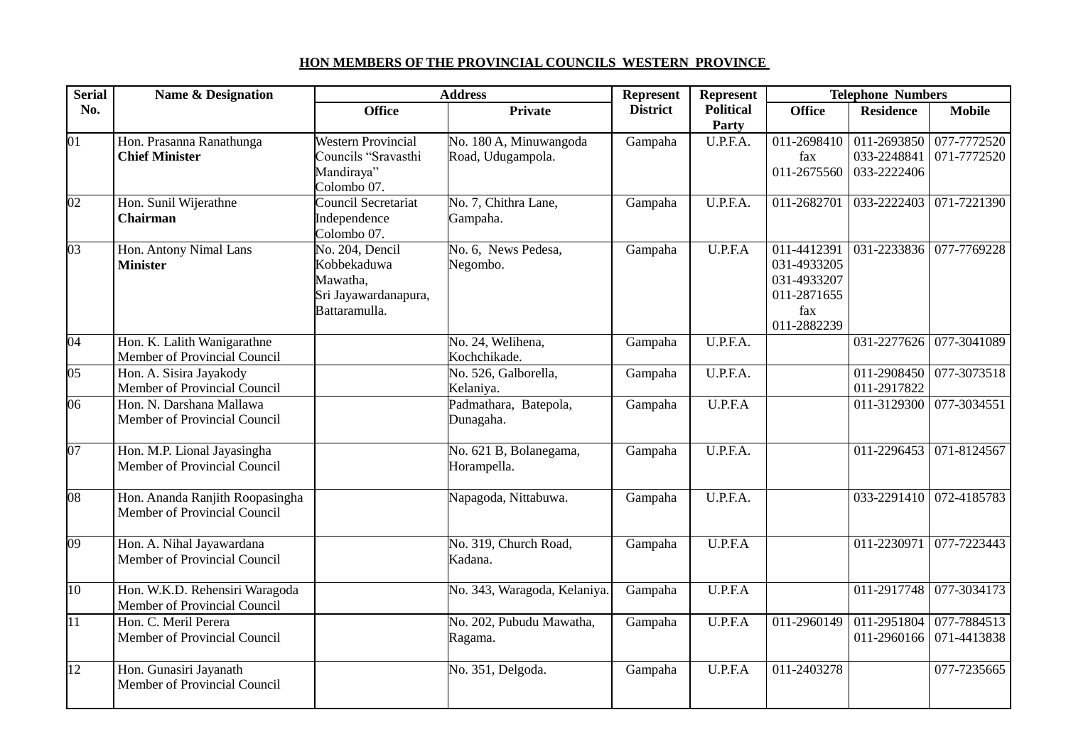**HON MEMBERS OF THE PROVINCIAL COUNCILS WESTERN PROVINCE**

| Serial No. | Name & Designation | Address | | Represent District | Represent Political Party | Telephone Numbers | | |
|---|---|---|---|---|---|---|---|---|
| | | Office | Private | | | Office | Residence | Mobile |
| 01 | Hon. Prasanna Ranathunga **Chief Minister** | Western Provincial Councils "Sravasthi Mandiraya" Colombo 07. | No. 180 A, Minuwangoda Road, Udugampola. | Gampaha | U.P.F.A. | 011-2698410 fax 011-2675560 | 011-2693850 033-2248841 033-2222406 | 077-7772520 071-7772520 |
| 02 | Hon. Sunil Wijerathne **Chairman** | Council Secretariat Independence Colombo 07. | No. 7, Chithra Lane, Gampaha. | Gampaha | U.P.F.A. | 011-2682701 | 033-2222403 | 071-7221390 |
| 03 | Hon. Antony Nimal Lans **Minister** | No. 204, Dencil Kobbekaduwa Mawatha, Sri Jayawardanapura, Battaramulla. | No. 6, News Pedesa, Negombo. | Gampaha | U.P.F.A | 011-4412391 031-4933205 031-4933207 011-2871655 fax 011-2882239 | 031-2233836 | 077-7769228 |
| 04 | Hon. K. Lalith Wanigarathne Member of Provincial Council | | No. 24, Welihena, Kochchikade. | Gampaha | U.P.F.A. | | 031-2277626 | 077-3041089 |
| 05 | Hon. A. Sisira Jayakody Member of Provincial Council | | No. 526, Galborella, Kelaniya. | Gampaha | U.P.F.A. | | 011-2908450 011-2917822 | 077-3073518 |
| 06 | Hon. N. Darshana Mallawa Member of Provincial Council | | Padmathara, Batepola, Dunagaha. | Gampaha | U.P.F.A | | 011-3129300 | 077-3034551 |
| 07 | Hon. M.P. Lional Jayasingha Member of Provincial Council | | No. 621 B, Bolanegama, Horampella. | Gampaha | U.P.F.A. | | 011-2296453 | 071-8124567 |
| 08 | Hon. Ananda Ranjith Roopasingha Member of Provincial Council | | Napagoda, Nittabuwa. | Gampaha | U.P.F.A. | | 033-2291410 | 072-4185783 |
| 09 | Hon. A. Nihal Jayawardana Member of Provincial Council | | No. 319, Church Road, Kadana. | Gampaha | U.P.F.A | | 011-2230971 | 077-7223443 |
| 10 | Hon. W.K.D. Rehensiri Waragoda Member of Provincial Council | | No. 343, Waragoda, Kelaniya. | Gampaha | U.P.F.A | | 011-2917748 | 077-3034173 |
| 11 | Hon. C. Meril Perera Member of Provincial Council | | No. 202, Pubudu Mawatha, Ragama. | Gampaha | U.P.F.A | 011-2960149 | 011-2951804 011-2960166 | 077-7884513 071-4413838 |
| 12 | Hon. Gunasiri Jayanath Member of Provincial Council | | No. 351, Delgoda. | Gampaha | U.P.F.A | 011-2403278 | | 077-7235665 |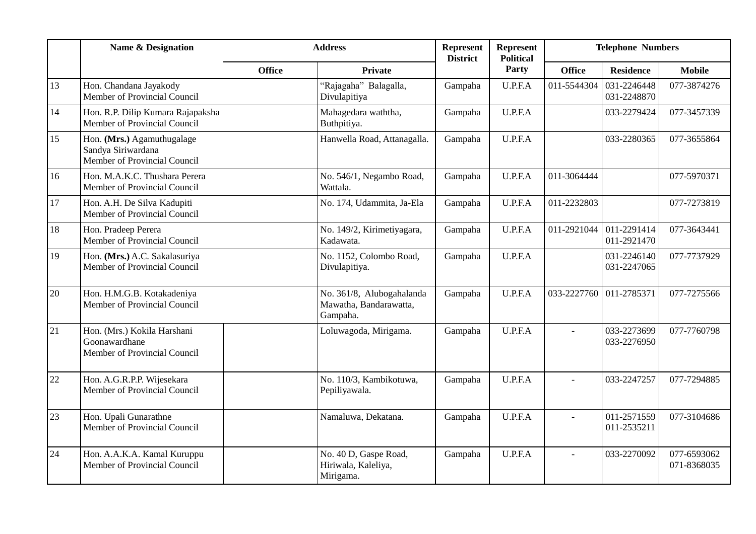| | Name & Designation | Address | | Represent District | Represent Political Party | Telephone Numbers | | |
|---|---|---|---|---|---|---|---|---|
| | | Office | Private | | | Office | Residence | Mobile |
| 13 | Hon. Chandana Jayakody<br>Member of Provincial Council | | "Rajagaha" Balagalla, Divulapitiya | Gampaha | U.P.F.A | 011-5544304 | 031-2246448<br>031-2248870 | 077-3874276 |
| 14 | Hon. R.P. Dilip Kumara Rajapaksha<br>Member of Provincial Council | | Mahagedara waththa, Buthpitiya. | Gampaha | U.P.F.A | | 033-2279424 | 077-3457339 |
| 15 | Hon. **(Mrs.)** Agamuthugalage Sandya Siriwardana<br>Member of Provincial Council | | Hanwella Road, Attanagalla. | Gampaha | U.P.F.A | | 033-2280365 | 077-3655864 |
| 16 | Hon. M.A.K.C. Thushara Perera<br>Member of Provincial Council | | No. 546/1, Negambo Road, Wattala. | Gampaha | U.P.F.A | 011-3064444 | | 077-5970371 |
| 17 | Hon. A.H. De Silva Kadupiti<br>Member of Provincial Council | | No. 174, Udammita, Ja-Ela | Gampaha | U.P.F.A | 011-2232803 | | 077-7273819 |
| 18 | Hon. Pradeep Perera<br>Member of Provincial Council | | No. 149/2, Kirimetiyagara, Kadawata. | Gampaha | U.P.F.A | 011-2921044 | 011-2291414<br>011-2921470 | 077-3643441 |
| 19 | Hon. **(Mrs.)** A.C. Sakalasuriya<br>Member of Provincial Council | | No. 1152, Colombo Road, Divulapitiya. | Gampaha | U.P.F.A | | 031-2246140<br>031-2247065 | 077-7737929 |
| 20 | Hon. H.M.G.B. Kotakadeniya<br>Member of Provincial Council | | No. 361/8, Alubogahalanda Mawatha, Bandarawatta, Gampaha. | Gampaha | U.P.F.A | 033-2227760 | 011-2785371 | 077-7275566 |
| 21 | Hon. (Mrs.) Kokila Harshani Goonawardhane<br>Member of Provincial Council | | Loluwagoda, Mirigama. | Gampaha | U.P.F.A | - | 033-2273699<br>033-2276950 | 077-7760798 |
| 22 | Hon. A.G.R.P.P. Wijesekara<br>Member of Provincial Council | | No. 110/3, Kambikotuwa, Pepiliyawala. | Gampaha | U.P.F.A | - | 033-2247257 | 077-7294885 |
| 23 | Hon. Upali Gunarathne<br>Member of Provincial Council | | Namaluwa, Dekatana. | Gampaha | U.P.F.A | - | 011-2571559<br>011-2535211 | 077-3104686 |
| 24 | Hon. A.A.K.A. Kamal Kuruppu<br>Member of Provincial Council | | No. 40 D, Gaspe Road, Hiriwala, Kaleliya, Mirigama. | Gampaha | U.P.F.A | - | 033-2270092 | 077-6593062<br>071-8368035 |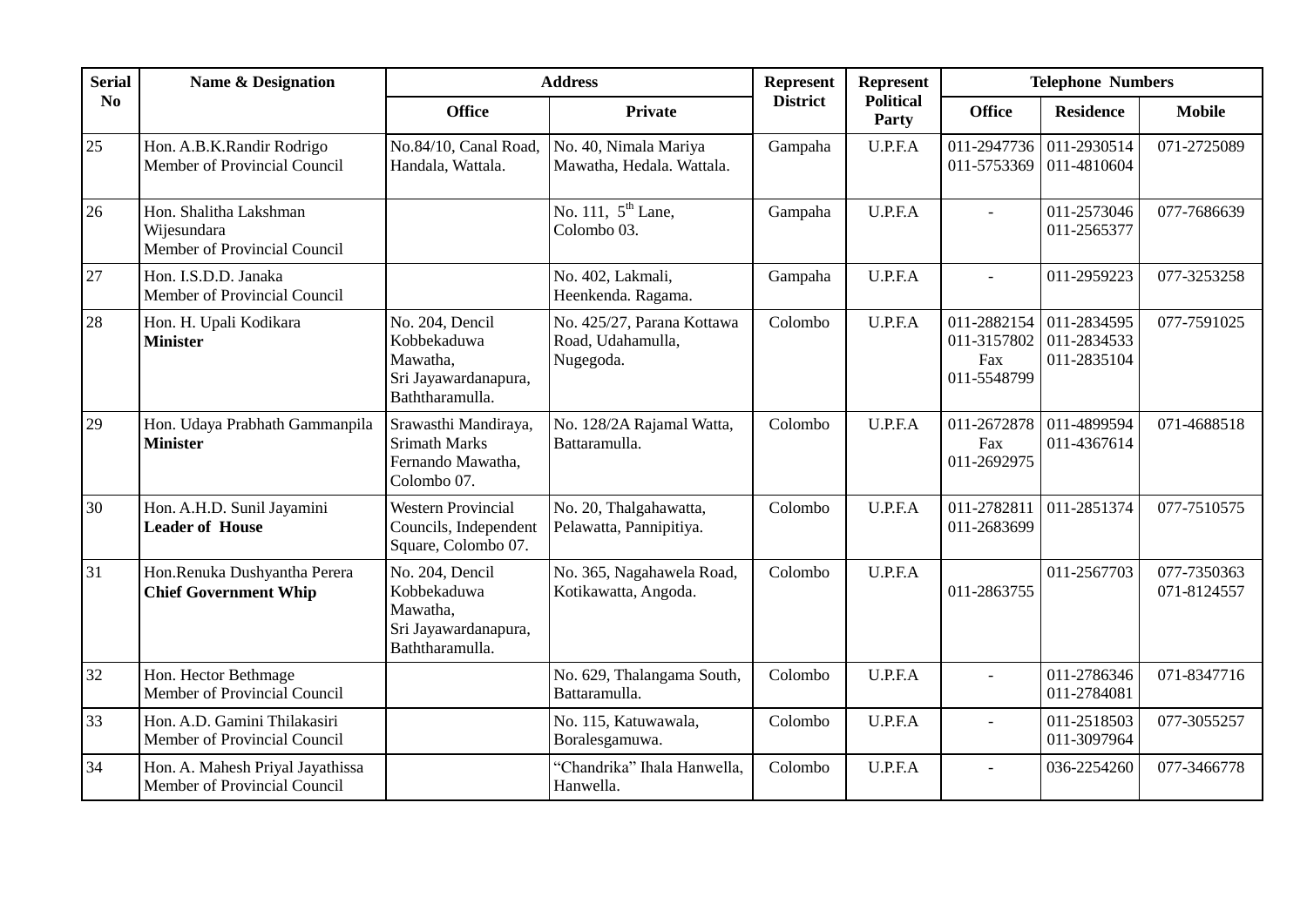| Serial No | Name & Designation | Address | | Represent District | Represent Political Party | Telephone Numbers | | |
|---|---|---|---|---|---|---|---|---|
| | | Office | Private | | | Office | Residence | Mobile |
| 25 | Hon. A.B.K.Randir Rodrigo<br>Member of Provincial Council | No.84/10, Canal Road, Handala, Wattala. | No. 40, Nimala Mariya Mawatha, Hedala. Wattala. | Gampaha | U.P.F.A | 011-2947736<br>011-5753369 | 011-2930514<br>011-4810604 | 071-2725089 |
| 26 | Hon. Shalitha Lakshman Wijesundara<br>Member of Provincial Council | | No. 111, 5th Lane, Colombo 03. | Gampaha | U.P.F.A | - | 011-2573046<br>011-2565377 | 077-7686639 |
| 27 | Hon. I.S.D.D. Janaka<br>Member of Provincial Council | | No. 402, Lakmali, Heenkenda. Ragama. | Gampaha | U.P.F.A | - | 011-2959223 | 077-3253258 |
| 28 | Hon. H. Upali Kodikara<br>**Minister** | No. 204, Dencil Kobbekaduwa Mawatha, Sri Jayawardanapura, Baththaramulla. | No. 425/27, Parana Kottawa Road, Udahamulla, Nugegoda. | Colombo | U.P.F.A | 011-2882154<br>011-3157802<br>Fax<br>011-5548799 | 011-2834595<br>011-2834533<br>011-2835104 | 077-7591025 |
| 29 | Hon. Udaya Prabhath Gammanpila<br>**Minister** | Srawasthi Mandiraya, Srimath Marks Fernando Mawatha, Colombo 07. | No. 128/2A Rajamal Watta, Battaramulla. | Colombo | U.P.F.A | 011-2672878<br>Fax<br>011-2692975 | 011-4899594<br>011-4367614 | 071-4688518 |
| 30 | Hon. A.H.D. Sunil Jayamini<br>**Leader of House** | Western Provincial Councils, Independent Square, Colombo 07. | No. 20, Thalgahawatta, Pelawatta, Pannipitiya. | Colombo | U.P.F.A | 011-2782811<br>011-2683699 | 011-2851374 | 077-7510575 |
| 31 | Hon.Renuka Dushyantha Perera<br>**Chief Government Whip** | No. 204, Dencil Kobbekaduwa Mawatha, Sri Jayawardanapura, Baththaramulla. | No. 365, Nagahawela Road, Kotikawatta, Angoda. | Colombo | U.P.F.A | 011-2863755 | 011-2567703 | 077-7350363<br>071-8124557 |
| 32 | Hon. Hector Bethmage<br>Member of Provincial Council | | No. 629, Thalangama South, Battaramulla. | Colombo | U.P.F.A | - | 011-2786346<br>011-2784081 | 071-8347716 |
| 33 | Hon. A.D. Gamini Thilakasiri<br>Member of Provincial Council | | No. 115, Katuwawala, Boralesgamuwa. | Colombo | U.P.F.A | - | 011-2518503<br>011-3097964 | 077-3055257 |
| 34 | Hon. A. Mahesh Priyal Jayathissa<br>Member of Provincial Council | | "Chandrika" Ihala Hanwella, Hanwella. | Colombo | U.P.F.A | - | 036-2254260 | 077-3466778 |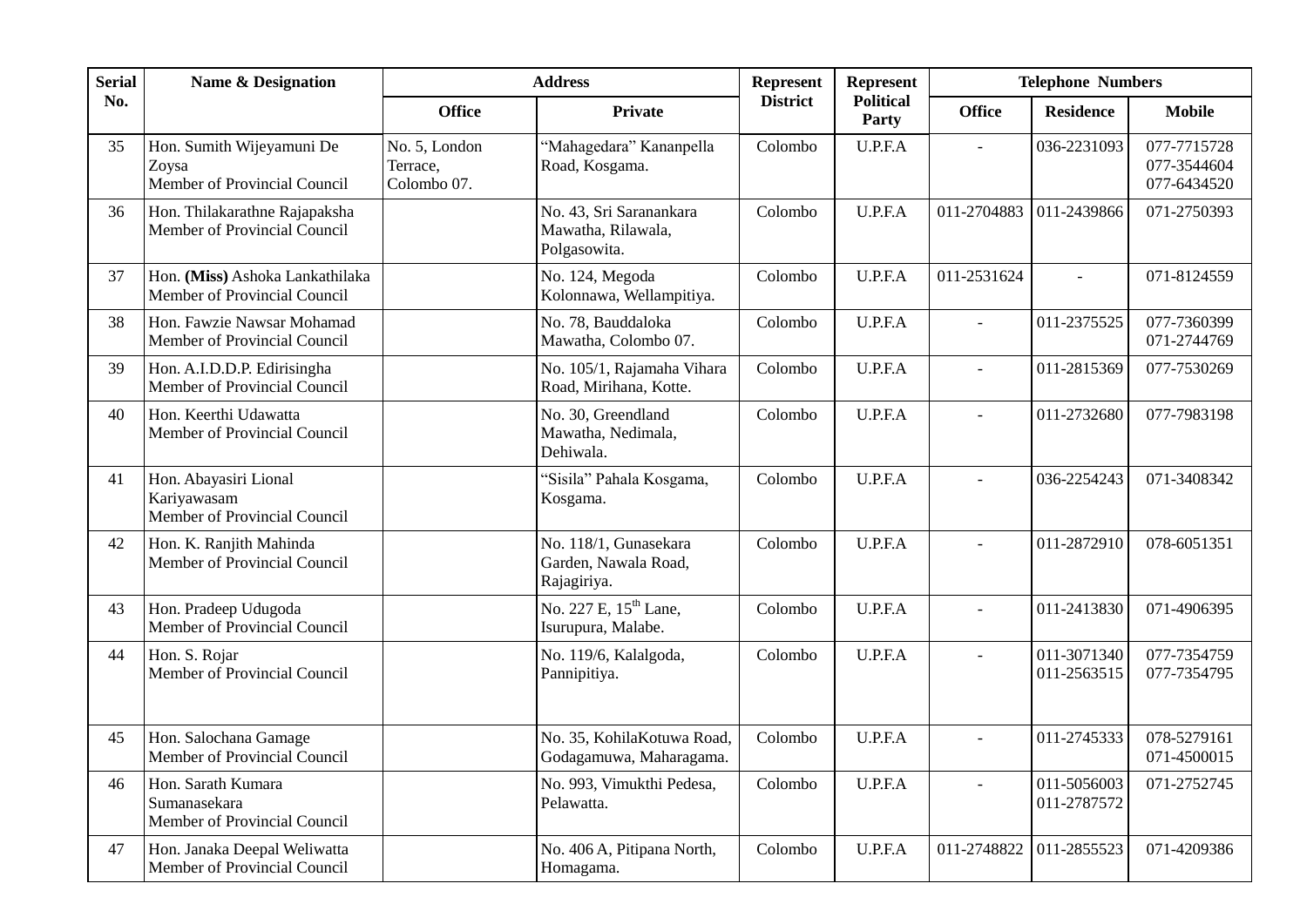| Serial No. | Name & Designation | Address | | Represent District | Represent Political Party | Telephone Numbers | | |
|---|---|---|---|---|---|---|---|---|
| | | Office | Private | | | Office | Residence | Mobile |
| 35 | Hon. Sumith Wijeyamuni De Zoysa<br>Member of Provincial Council | No. 5, London Terrace, Colombo 07. | "Mahagedara" Kananpella Road, Kosgama. | Colombo | U.P.F.A | - | 036-2231093 | 077-7715728<br>077-3544604<br>077-6434520 |
| 36 | Hon. Thilakarathne Rajapaksha<br>Member of Provincial Council | | No. 43, Sri Saranankara Mawatha, Rilawala, Polgasowita. | Colombo | U.P.F.A | 011-2704883 | 011-2439866 | 071-2750393 |
| 37 | Hon. **(Miss)** Ashoka Lankathilaka<br>Member of Provincial Council | | No. 124, Megoda Kolonnawa, Wellampitiya. | Colombo | U.P.F.A | 011-2531624 | - | 071-8124559 |
| 38 | Hon. Fawzie Nawsar Mohamad<br>Member of Provincial Council | | No. 78, Bauddaloka Mawatha, Colombo 07. | Colombo | U.P.F.A | - | 011-2375525 | 077-7360399<br>071-2744769 |
| 39 | Hon. A.I.D.D.P. Edirisingha<br>Member of Provincial Council | | No. 105/1, Rajamaha Vihara Road, Mirihana, Kotte. | Colombo | U.P.F.A | - | 011-2815369 | 077-7530269 |
| 40 | Hon. Keerthi Udawatta<br>Member of Provincial Council | | No. 30, Greendland Mawatha, Nedimala, Dehiwala. | Colombo | U.P.F.A | - | 011-2732680 | 077-7983198 |
| 41 | Hon. Abayasiri Lional Kariyawasam<br>Member of Provincial Council | | "Sisila" Pahala Kosgama, Kosgama. | Colombo | U.P.F.A | - | 036-2254243 | 071-3408342 |
| 42 | Hon. K. Ranjith Mahinda<br>Member of Provincial Council | | No. 118/1, Gunasekara Garden, Nawala Road, Rajagiriya. | Colombo | U.P.F.A | - | 011-2872910 | 078-6051351 |
| 43 | Hon. Pradeep Udugoda<br>Member of Provincial Council | | No. 227 E, 15th Lane, Isurupura, Malabe. | Colombo | U.P.F.A | - | 011-2413830 | 071-4906395 |
| 44 | Hon. S. Rojar<br>Member of Provincial Council | | No. 119/6, Kalalgoda, Pannipitiya. | Colombo | U.P.F.A | - | 011-3071340<br>011-2563515 | 077-7354759<br>077-7354795 |
| 45 | Hon. Salochana Gamage<br>Member of Provincial Council | | No. 35, KohilaKotuwa Road, Godagamuwa, Maharagama. | Colombo | U.P.F.A | - | 011-2745333 | 078-5279161<br>071-4500015 |
| 46 | Hon. Sarath Kumara Sumanasekara<br>Member of Provincial Council | | No. 993, Vimukthi Pedesa, Pelawatta. | Colombo | U.P.F.A | - | 011-5056003<br>011-2787572 | 071-2752745 |
| 47 | Hon. Janaka Deepal Weliwatta<br>Member of Provincial Council | | No. 406 A, Pitipana North, Homagama. | Colombo | U.P.F.A | 011-2748822 | 011-2855523 | 071-4209386 |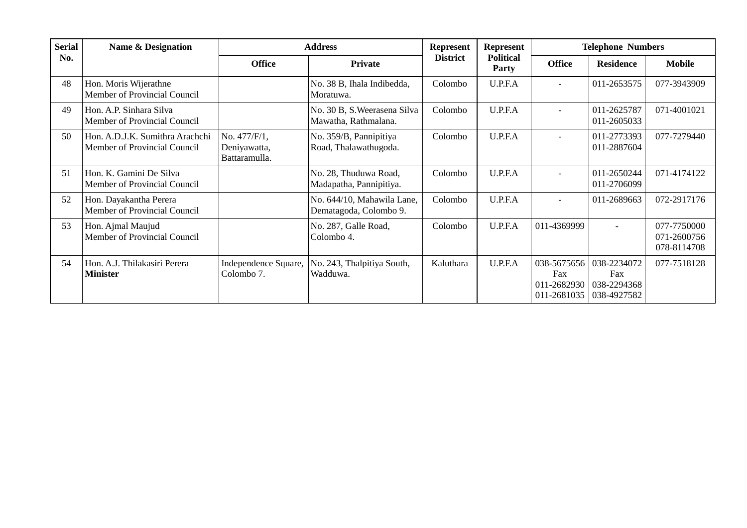| Serial No. | Name & Designation | Address | | Represent District | Represent Political Party | Telephone Numbers | | |
|---|---|---|---|---|---|---|---|---|
| | | Office | Private | | | Office | Residence | Mobile |
| 48 | Hon. Moris Wijerathne<br>Member of Provincial Council | | No. 38 B, Ihala Indibedda, Moratuwa. | Colombo | U.P.F.A | - | 011-2653575 | 077-3943909 |
| 49 | Hon. A.P. Sinhara Silva<br>Member of Provincial Council | | No. 30 B, S.Weerasena Silva Mawatha, Rathmalana. | Colombo | U.P.F.A | - | 011-2625787<br>011-2605033 | 071-4001021 |
| 50 | Hon. A.D.J.K. Sumithra Arachchi<br>Member of Provincial Council | No. 477/F/1, Deniyawatta, Battaramulla. | No. 359/B, Pannipitiya Road, Thalawathugoda. | Colombo | U.P.F.A | - | 011-2773393<br>011-2887604 | 077-7279440 |
| 51 | Hon. K. Gamini De Silva<br>Member of Provincial Council | | No. 28, Thuduwa Road, Madapatha, Pannipitiya. | Colombo | U.P.F.A | - | 011-2650244<br>011-2706099 | 071-4174122 |
| 52 | Hon. Dayakantha Perera<br>Member of Provincial Council | | No. 644/10, Mahawila Lane, Dematagoda, Colombo 9. | Colombo | U.P.F.A | - | 011-2689663 | 072-2917176 |
| 53 | Hon. Ajmal Maujud<br>Member of Provincial Council | | No. 287, Galle Road, Colombo 4. | Colombo | U.P.F.A | 011-4369999 | - | 077-7750000<br>071-2600756<br>078-8114708 |
| 54 | Hon. A.J. Thilakasiri Perera<br>**Minister** | Independence Square, Colombo 7. | No. 243, Thalpitiya South, Wadduwa. | Kaluthara | U.P.F.A | 038-5675656<br>Fax<br>011-2682930<br>011-2681035 | 038-2234072<br>Fax<br>038-2294368<br>038-4927582 | 077-7518128 |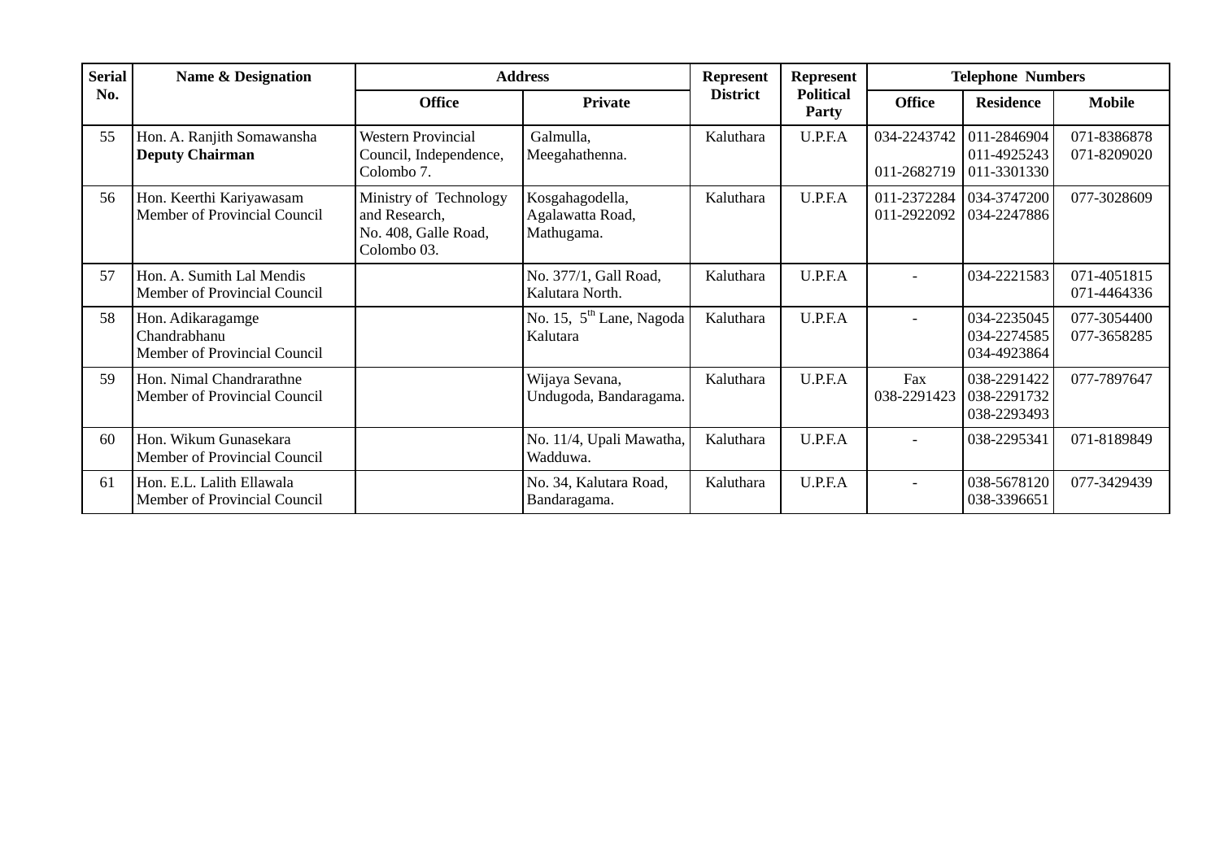| Serial No. | Name & Designation | Address | | Represent District | Represent Political Party | Telephone Numbers | | |
|---|---|---|---|---|---|---|---|---|
| | | Office | Private | | | Office | Residence | Mobile |
| 55 | Hon. A. Ranjith Somawansha **Deputy Chairman** | Western Provincial Council, Independence, Colombo 7. | Galmulla, Meegahathenna. | Kaluthara | U.P.F.A | 034-2243742<br>011-2682719 | 011-2846904<br>011-4925243<br>011-3301330 | 071-8386878<br>071-8209020 |
| 56 | Hon. Keerthi Kariyawasam Member of Provincial Council | Ministry of Technology and Research, No. 408, Galle Road, Colombo 03. | Kosgahagodella, Agalawatta Road, Mathugama. | Kaluthara | U.P.F.A | 011-2372284<br>011-2922092 | 034-3747200<br>034-2247886 | 077-3028609 |
| 57 | Hon. A. Sumith Lal Mendis Member of Provincial Council | | No. 377/1, Gall Road, Kalutara North. | Kaluthara | U.P.F.A | - | 034-2221583 | 071-4051815<br>071-4464336 |
| 58 | Hon. Adikaragamge Chandrabhanu Member of Provincial Council | | No. 15, 5th Lane, Nagoda Kalutara | Kaluthara | U.P.F.A | - | 034-2235045<br>034-2274585<br>034-4923864 | 077-3054400<br>077-3658285 |
| 59 | Hon. Nimal Chandrarathne Member of Provincial Council | | Wijaya Sevana, Undugoda, Bandaragama. | Kaluthara | U.P.F.A | Fax<br>038-2291423 | 038-2291422<br>038-2291732<br>038-2293493 | 077-7897647 |
| 60 | Hon. Wikum Gunasekara Member of Provincial Council | | No. 11/4, Upali Mawatha, Wadduwa. | Kaluthara | U.P.F.A | - | 038-2295341 | 071-8189849 |
| 61 | Hon. E.L. Lalith Ellawala Member of Provincial Council | | No. 34, Kalutara Road, Bandaragama. | Kaluthara | U.P.F.A | - | 038-5678120<br>038-3396651 | 077-3429439 |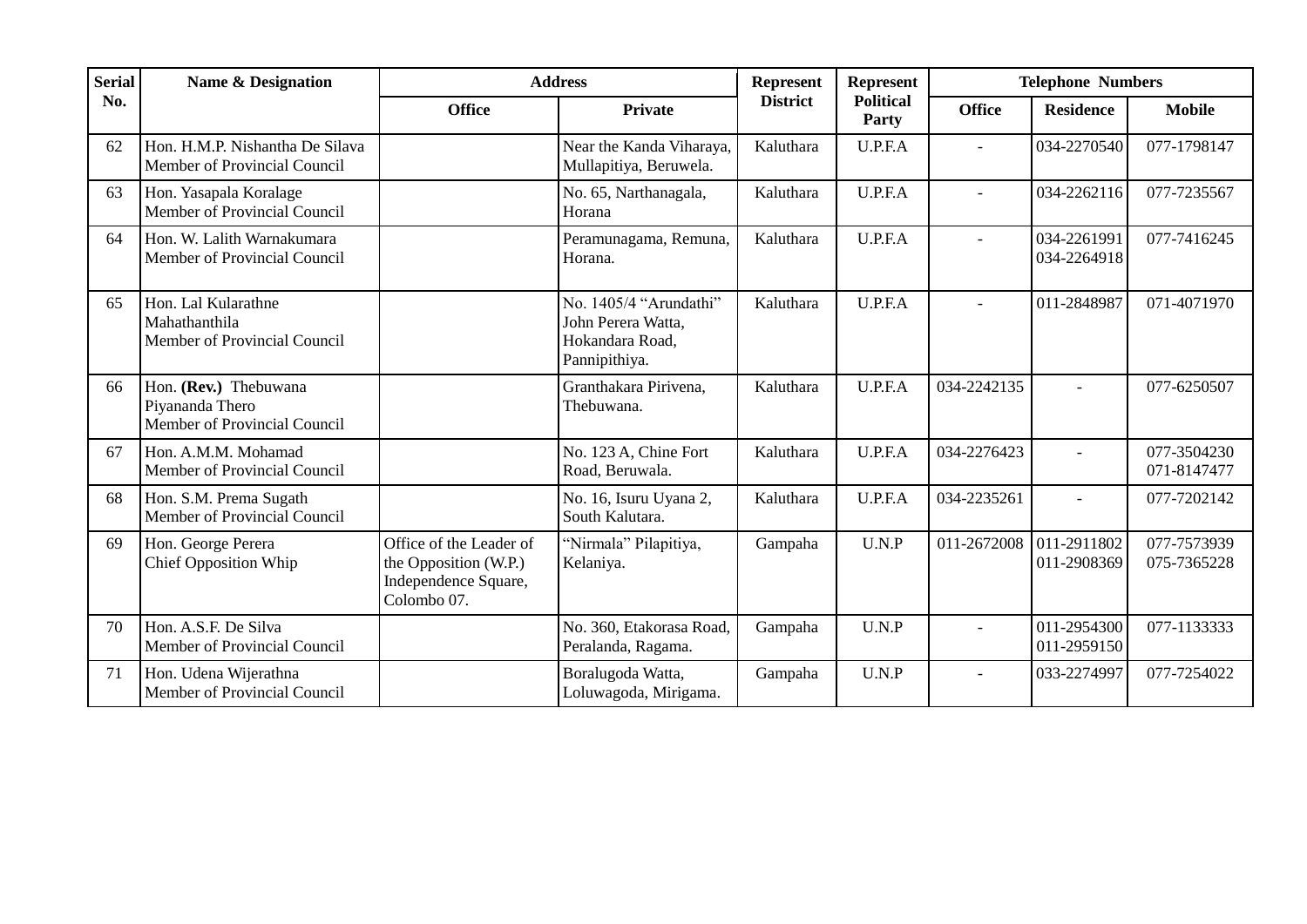| Serial No. | Name & Designation | Address | | Represent District | Represent Political Party | Telephone Numbers | | |
|---|---|---|---|---|---|---|---|---|
| | | Office | Private | | | Office | Residence | Mobile |
| 62 | Hon. H.M.P. Nishantha De Silava<br>Member of Provincial Council | | Near the Kanda Viharaya, Mullapitiya, Beruwela. | Kaluthara | U.P.F.A | - | 034-2270540 | 077-1798147 |
| 63 | Hon. Yasapala Koralage<br>Member of Provincial Council | | No. 65, Narthanagala, Horana | Kaluthara | U.P.F.A | - | 034-2262116 | 077-7235567 |
| 64 | Hon. W. Lalith Warnakumara<br>Member of Provincial Council | | Peramunagama, Remuna, Horana. | Kaluthara | U.P.F.A | - | 034-2261991<br>034-2264918 | 077-7416245 |
| 65 | Hon. Lal Kularathne Mahathanthila<br>Member of Provincial Council | | No. 1405/4 “Arundathi” John Perera Watta, Hokandara Road, Pannipithiya. | Kaluthara | U.P.F.A | - | 011-2848987 | 071-4071970 |
| 66 | Hon. **(Rev.)** Thebuwana Piyananda Thero<br>Member of Provincial Council | | Granthakara Pirivena, Thebuwana. | Kaluthara | U.P.F.A | 034-2242135 | - | 077-6250507 |
| 67 | Hon. A.M.M. Mohamad<br>Member of Provincial Council | | No. 123 A, Chine Fort Road, Beruwala. | Kaluthara | U.P.F.A | 034-2276423 | - | 077-3504230<br>071-8147477 |
| 68 | Hon. S.M. Prema Sugath<br>Member of Provincial Council | | No. 16, Isuru Uyana 2, South Kalutara. | Kaluthara | U.P.F.A | 034-2235261 | - | 077-7202142 |
| 69 | Hon. George Perera<br>Chief Opposition Whip | Office of the Leader of the Opposition (W.P.) Independence Square, Colombo 07. | “Nirmala” Pilapitiya, Kelaniya. | Gampaha | U.N.P | 011-2672008 | 011-2911802<br>011-2908369 | 077-7573939<br>075-7365228 |
| 70 | Hon. A.S.F. De Silva<br>Member of Provincial Council | | No. 360, Etakorasa Road, Peralanda, Ragama. | Gampaha | U.N.P | - | 011-2954300<br>011-2959150 | 077-1133333 |
| 71 | Hon. Udena Wijerathna<br>Member of Provincial Council | | Boralugoda Watta, Loluwagoda, Mirigama. | Gampaha | U.N.P | - | 033-2274997 | 077-7254022 |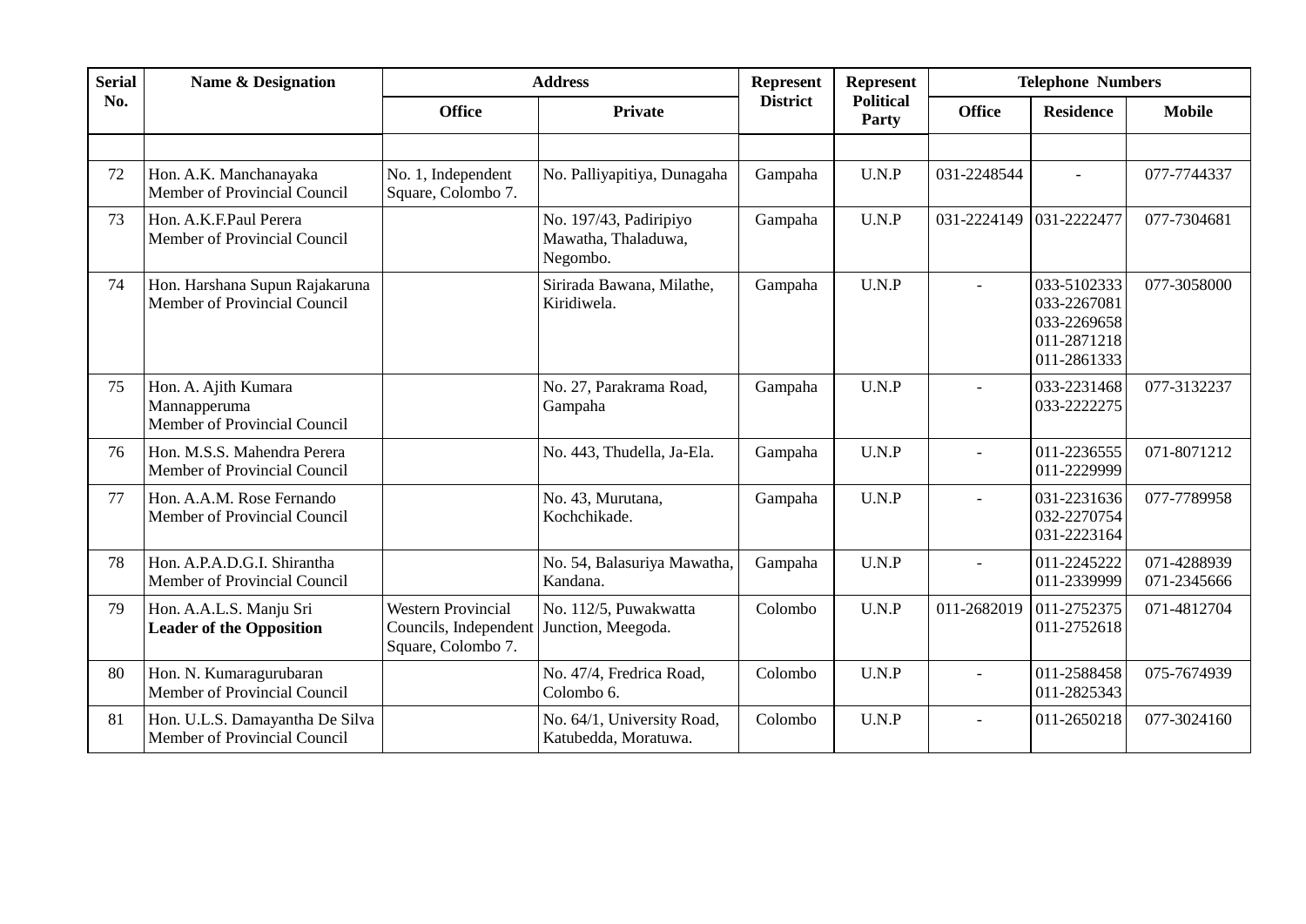| Serial No. | Name & Designation | Address | | Represent District | Represent Political Party | Telephone Numbers | | |
|---|---|---|---|---|---|---|---|---|
| | | Office | Private | | | Office | Residence | Mobile |
| | | | | | | | | |
| 72 | Hon. A.K. Manchanayaka<br>Member of Provincial Council | No. 1, Independent Square, Colombo 7. | No. Palliyapitiya, Dunagaha | Gampaha | U.N.P | 031-2248544 | - | 077-7744337 |
| 73 | Hon. A.K.F.Paul Perera<br>Member of Provincial Council | | No. 197/43, Padiripiyo Mawatha, Thaladuwa, Negombo. | Gampaha | U.N.P | 031-2224149 | 031-2222477 | 077-7304681 |
| 74 | Hon. Harshana Supun Rajakaruna<br>Member of Provincial Council | | Sirirada Bawana, Milathe, Kiridiwela. | Gampaha | U.N.P | - | 033-5102333<br>033-2267081<br>033-2269658<br>011-2871218<br>011-2861333 | 077-3058000 |
| 75 | Hon. A. Ajith Kumara Mannapperuma<br>Member of Provincial Council | | No. 27, Parakrama Road, Gampaha | Gampaha | U.N.P | - | 033-2231468<br>033-2222275 | 077-3132237 |
| 76 | Hon. M.S.S. Mahendra Perera<br>Member of Provincial Council | | No. 443, Thudella, Ja-Ela. | Gampaha | U.N.P | - | 011-2236555<br>011-2229999 | 071-8071212 |
| 77 | Hon. A.A.M. Rose Fernando<br>Member of Provincial Council | | No. 43, Murutana, Kochchikade. | Gampaha | U.N.P | - | 031-2231636<br>032-2270754<br>031-2223164 | 077-7789958 |
| 78 | Hon. A.P.A.D.G.I. Shirantha<br>Member of Provincial Council | | No. 54, Balasuriya Mawatha, Kandana. | Gampaha | U.N.P | - | 011-2245222<br>011-2339999 | 071-4288939<br>071-2345666 |
| 79 | Hon. A.A.L.S. Manju Sri<br>**Leader of the Opposition** | Western Provincial Councils, Independent Square, Colombo 7. | No. 112/5, Puwakwatta Junction, Meegoda. | Colombo | U.N.P | 011-2682019 | 011-2752375<br>011-2752618 | 071-4812704 |
| 80 | Hon. N. Kumaragurubaran<br>Member of Provincial Council | | No. 47/4, Fredrica Road, Colombo 6. | Colombo | U.N.P | - | 011-2588458<br>011-2825343 | 075-7674939 |
| 81 | Hon. U.L.S. Damayantha De Silva<br>Member of Provincial Council | | No. 64/1, University Road, Katubedda, Moratuwa. | Colombo | U.N.P | - | 011-2650218 | 077-3024160 |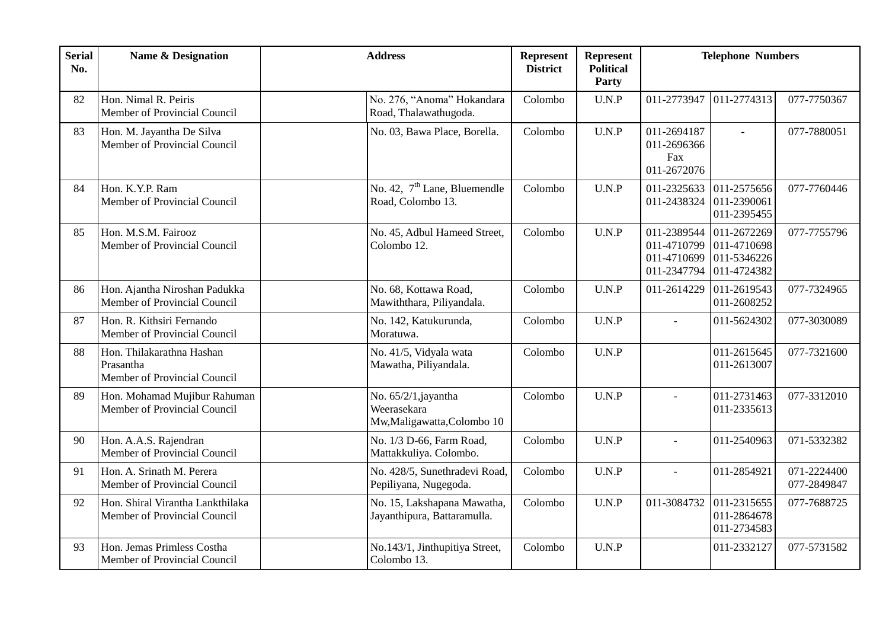| Serial No. | Name & Designation | Address | Represent District | Represent Political Party | Telephone Numbers | | |
|---|---|---|---|---|---|---|---|
| 82 | Hon. Nimal R. Peiris<br>Member of Provincial Council | No. 276, "Anoma" Hokandara Road, Thalawathugoda. | Colombo | U.N.P | 011-2773947 | 011-2774313 | 077-7750367 |
| 83 | Hon. M. Jayantha De Silva<br>Member of Provincial Council | No. 03, Bawa Place, Borella. | Colombo | U.N.P | 011-2694187<br>011-2696366<br>Fax<br>011-2672076 | - | 077-7880051 |
| 84 | Hon. K.Y.P. Ram<br>Member of Provincial Council | No. 42, 7th Lane, Bluemendle Road, Colombo 13. | Colombo | U.N.P | 011-2325633<br>011-2438324 | 011-2575656<br>011-2390061<br>011-2395455 | 077-7760446 |
| 85 | Hon. M.S.M. Fairooz<br>Member of Provincial Council | No. 45, Adbul Hameed Street, Colombo 12. | Colombo | U.N.P | 011-2389544<br>011-4710799<br>011-4710699<br>011-2347794 | 011-2672269<br>011-4710698<br>011-5346226<br>011-4724382 | 077-7755796 |
| 86 | Hon. Ajantha Niroshan Padukka<br>Member of Provincial Council | No. 68, Kottawa Road, Mawiththara, Piliyandala. | Colombo | U.N.P | 011-2614229 | 011-2619543<br>011-2608252 | 077-7324965 |
| 87 | Hon. R. Kithsiri Fernando<br>Member of Provincial Council | No. 142, Katukurunda, Moratuwa. | Colombo | U.N.P | - | 011-5624302 | 077-3030089 |
| 88 | Hon. Thilakarathna Hashan Prasantha<br>Member of Provincial Council | No. 41/5, Vidyala wata Mawatha, Piliyandala. | Colombo | U.N.P | | 011-2615645<br>011-2613007 | 077-7321600 |
| 89 | Hon. Mohamad Mujibur Rahuman<br>Member of Provincial Council | No. 65/2/1,jayantha Weerasekara Mw,Maligawatta,Colombo 10 | Colombo | U.N.P | - | 011-2731463<br>011-2335613 | 077-3312010 |
| 90 | Hon. A.A.S. Rajendran<br>Member of Provincial Council | No. 1/3 D-66, Farm Road, Mattakkuliya. Colombo. | Colombo | U.N.P | - | 011-2540963 | 071-5332382 |
| 91 | Hon. A. Srinath M. Perera<br>Member of Provincial Council | No. 428/5, Sunethradevi Road, Pepiliyana, Nugegoda. | Colombo | U.N.P | - | 011-2854921 | 071-2224400<br>077-2849847 |
| 92 | Hon. Shiral Virantha Lankthilaka<br>Member of Provincial Council | No. 15, Lakshapana Mawatha, Jayanthipura, Battaramulla. | Colombo | U.N.P | 011-3084732 | 011-2315655<br>011-2864678<br>011-2734583 | 077-7688725 |
| 93 | Hon. Jemas Primless Costha<br>Member of Provincial Council | No.143/1, Jinthupitiya Street, Colombo 13. | Colombo | U.N.P | | 011-2332127 | 077-5731582 |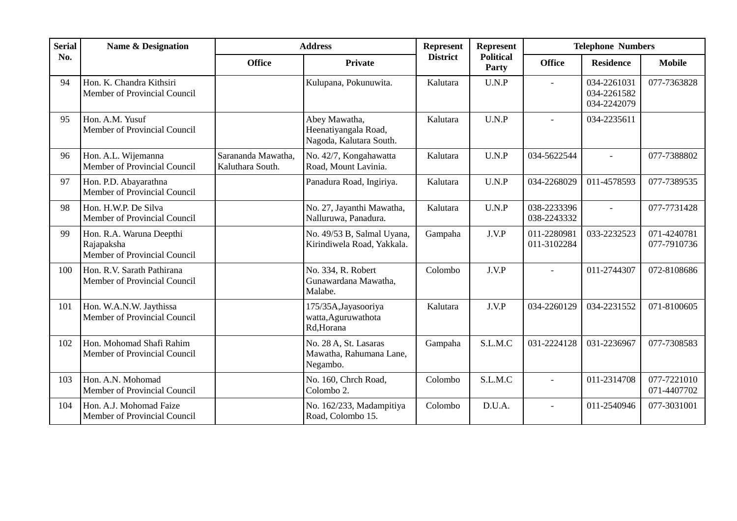| Serial No. | Name & Designation | Address | | Represent District | Represent Political Party | Telephone Numbers | | |
|---|---|---|---|---|---|---|---|---|
| | | Office | Private | | | Office | Residence | Mobile |
| 94 | Hon. K. Chandra Kithsiri<br>Member of Provincial Council | | Kulupana, Pokunuwita. | Kalutara | U.N.P | - | 034-2261031<br>034-2261582<br>034-2242079 | 077-7363828 |
| 95 | Hon. A.M. Yusuf<br>Member of Provincial Council | | Abey Mawatha,<br>Heenatiyangala Road,<br>Nagoda, Kalutara South. | Kalutara | U.N.P | - | 034-2235611 | |
| 96 | Hon. A.L. Wijemanna<br>Member of Provincial Council | Sarananda Mawatha,<br>Kaluthara South. | No. 42/7, Kongahawatta<br>Road, Mount Lavinia. | Kalutara | U.N.P | 034-5622544 | - | 077-7388802 |
| 97 | Hon. P.D. Abayarathna<br>Member of Provincial Council | | Panadura Road, Ingiriya. | Kalutara | U.N.P | 034-2268029 | 011-4578593 | 077-7389535 |
| 98 | Hon. H.W.P. De Silva<br>Member of Provincial Council | | No. 27, Jayanthi Mawatha,<br>Nalluruwa, Panadura. | Kalutara | U.N.P | 038-2233396<br>038-2243332 | - | 077-7731428 |
| 99 | Hon. R.A. Waruna Deepthi<br>Rajapaksha<br>Member of Provincial Council | | No. 49/53 B, Salmal Uyana,<br>Kirindiwela Road, Yakkala. | Gampaha | J.V.P | 011-2280981<br>011-3102284 | 033-2232523 | 071-4240781<br>077-7910736 |
| 100 | Hon. R.V. Sarath Pathirana<br>Member of Provincial Council | | No. 334, R. Robert<br>Gunawardana Mawatha,<br>Malabe. | Colombo | J.V.P | - | 011-2744307 | 072-8108686 |
| 101 | Hon. W.A.N.W. Jaythissa<br>Member of Provincial Council | | 175/35A,Jayasooriya<br>watta,Aguruwathota<br>Rd,Horana | Kalutara | J.V.P | 034-2260129 | 034-2231552 | 071-8100605 |
| 102 | Hon. Mohomad Shafi Rahim<br>Member of Provincial Council | | No. 28 A, St. Lasaras<br>Mawatha, Rahumana Lane,<br>Negambo. | Gampaha | S.L.M.C | 031-2224128 | 031-2236967 | 077-7308583 |
| 103 | Hon. A.N. Mohomad<br>Member of Provincial Council | | No. 160, Chrch Road,<br>Colombo 2. | Colombo | S.L.M.C | - | 011-2314708 | 077-7221010<br>071-4407702 |
| 104 | Hon. A.J. Mohomad Faize<br>Member of Provincial Council | | No. 162/233, Madampitiya<br>Road, Colombo 15. | Colombo | D.U.A. | - | 011-2540946 | 077-3031001 |